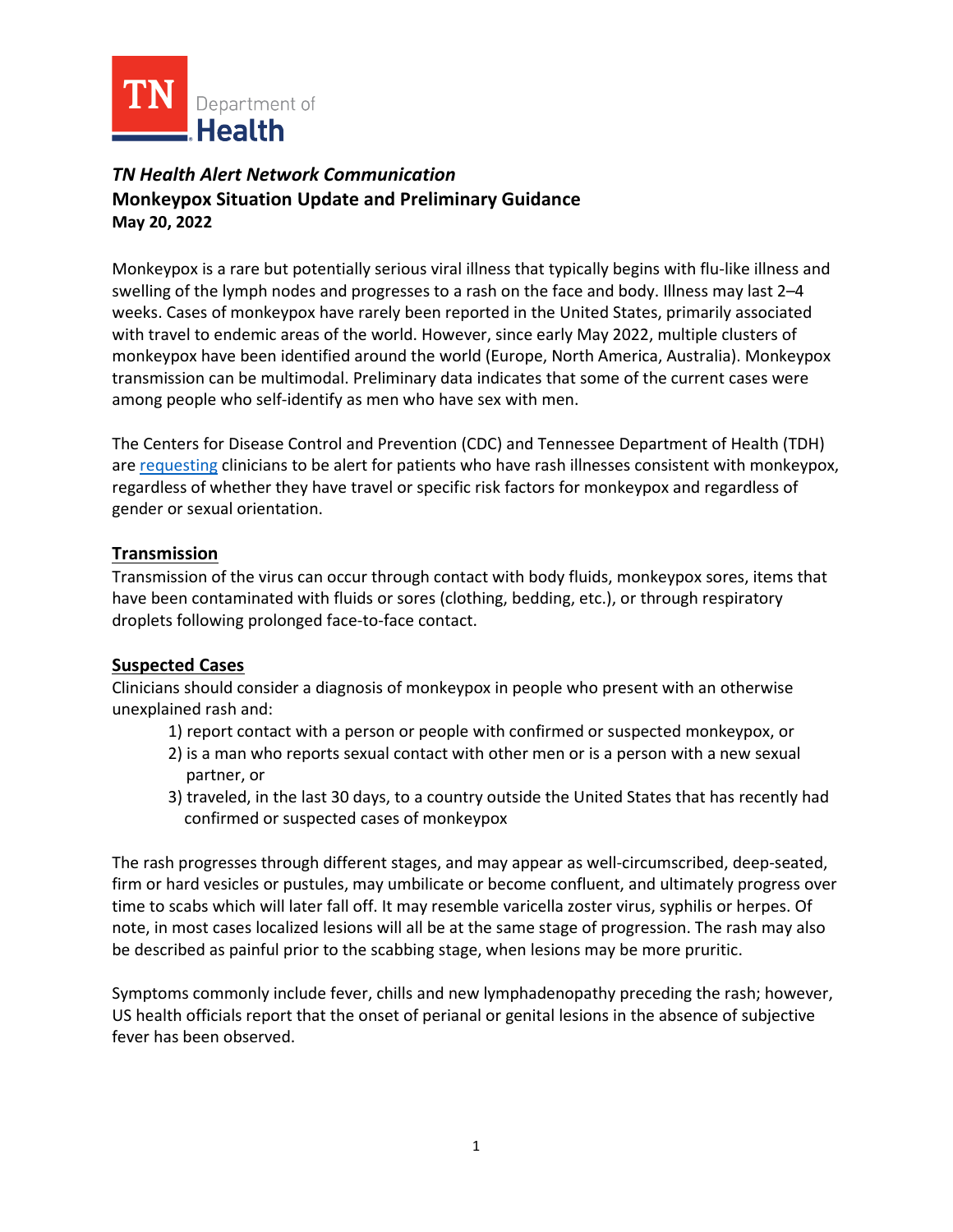TN Department of Health

***TN Health Alert Network Communication***
**Monkeypox Situation Update and Preliminary Guidance**
**May 20, 2022**

Monkeypox is a rare but potentially serious viral illness that typically begins with flu-like illness and swelling of the lymph nodes and progresses to a rash on the face and body. Illness may last 2–4 weeks. Cases of monkeypox have rarely been reported in the United States, primarily associated with travel to endemic areas of the world. However, since early May 2022, multiple clusters of monkeypox have been identified around the world (Europe, North America, Australia). Monkeypox transmission can be multimodal. Preliminary data indicates that some of the current cases were among people who self-identify as men who have sex with men.

The Centers for Disease Control and Prevention (CDC) and Tennessee Department of Health (TDH) are requesting clinicians to be alert for patients who have rash illnesses consistent with monkeypox, regardless of whether they have travel or specific risk factors for monkeypox and regardless of gender or sexual orientation.

## Transmission

Transmission of the virus can occur through contact with body fluids, monkeypox sores, items that have been contaminated with fluids or sores (clothing, bedding, etc.), or through respiratory droplets following prolonged face-to-face contact.

## Suspected Cases

Clinicians should consider a diagnosis of monkeypox in people who present with an otherwise unexplained rash and:

1) report contact with a person or people with confirmed or suspected monkeypox, or
2) is a man who reports sexual contact with other men or is a person with a new sexual partner, or
3) traveled, in the last 30 days, to a country outside the United States that has recently had confirmed or suspected cases of monkeypox

The rash progresses through different stages, and may appear as well-circumscribed, deep-seated, firm or hard vesicles or pustules, may umbilicate or become confluent, and ultimately progress over time to scabs which will later fall off. It may resemble varicella zoster virus, syphilis or herpes. Of note, in most cases localized lesions will all be at the same stage of progression. The rash may also be described as painful prior to the scabbing stage, when lesions may be more pruritic.

Symptoms commonly include fever, chills and new lymphadenopathy preceding the rash; however, US health officials report that the onset of perianal or genital lesions in the absence of subjective fever has been observed.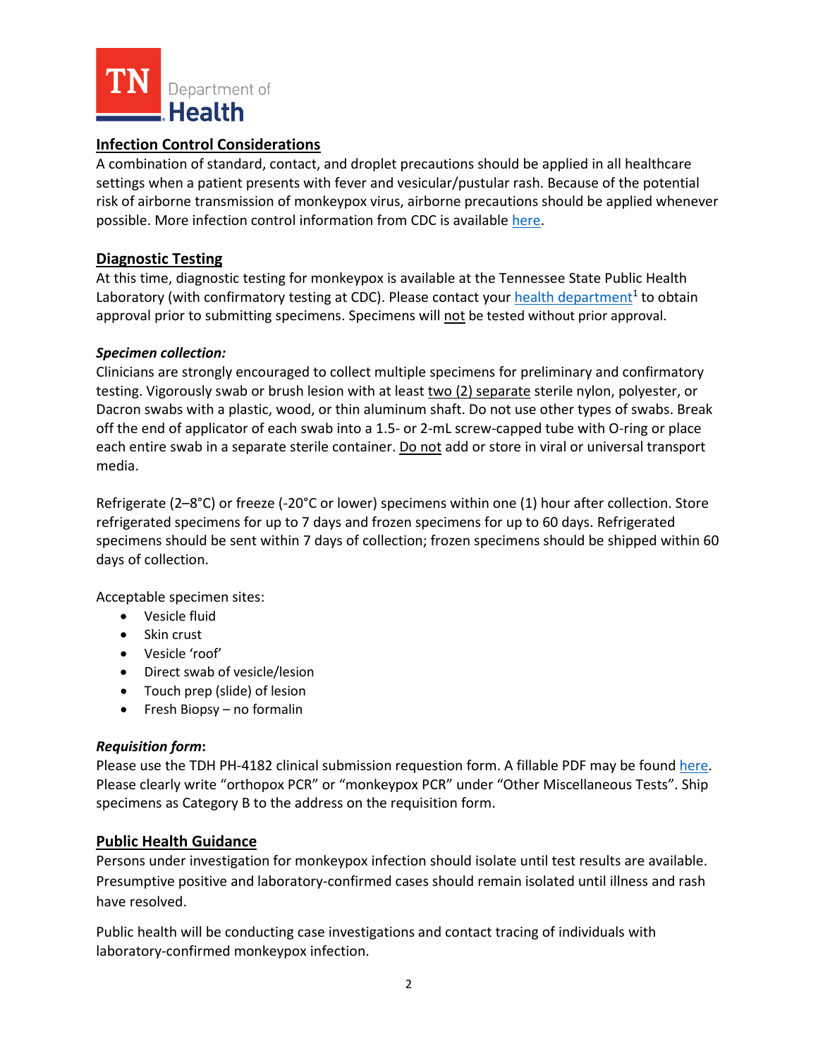## Infection Control Considerations

A combination of standard, contact, and droplet precautions should be applied in all healthcare settings when a patient presents with fever and vesicular/pustular rash. Because of the potential risk of airborne transmission of monkeypox virus, airborne precautions should be applied whenever possible. More infection control information from CDC is available here.

## Diagnostic Testing

At this time, diagnostic testing for monkeypox is available at the Tennessee State Public Health Laboratory (with confirmatory testing at CDC). Please contact your health department[1] to obtain approval prior to submitting specimens. Specimens will not be tested without prior approval.

### *Specimen collection:*

Clinicians are strongly encouraged to collect multiple specimens for preliminary and confirmatory testing. Vigorously swab or brush lesion with at least two (2) separate sterile nylon, polyester, or Dacron swabs with a plastic, wood, or thin aluminum shaft. Do not use other types of swabs. Break off the end of applicator of each swab into a 1.5- or 2-mL screw-capped tube with O-ring or place each entire swab in a separate sterile container. Do not add or store in viral or universal transport media.

Refrigerate (2–8°C) or freeze (-20°C or lower) specimens within one (1) hour after collection. Store refrigerated specimens for up to 7 days and frozen specimens for up to 60 days. Refrigerated specimens should be sent within 7 days of collection; frozen specimens should be shipped within 60 days of collection.

Acceptable specimen sites:

- Vesicle fluid
- Skin crust
- Vesicle 'roof'
- Direct swab of vesicle/lesion
- Touch prep (slide) of lesion
- Fresh Biopsy – no formalin

### *Requisition form*:

Please use the TDH PH-4182 clinical submission requestion form. A fillable PDF may be found here. Please clearly write "orthopox PCR" or "monkeypox PCR" under "Other Miscellaneous Tests". Ship specimens as Category B to the address on the requisition form.

## Public Health Guidance

Persons under investigation for monkeypox infection should isolate until test results are available. Presumptive positive and laboratory-confirmed cases should remain isolated until illness and rash have resolved.

Public health will be conducting case investigations and contact tracing of individuals with laboratory-confirmed monkeypox infection.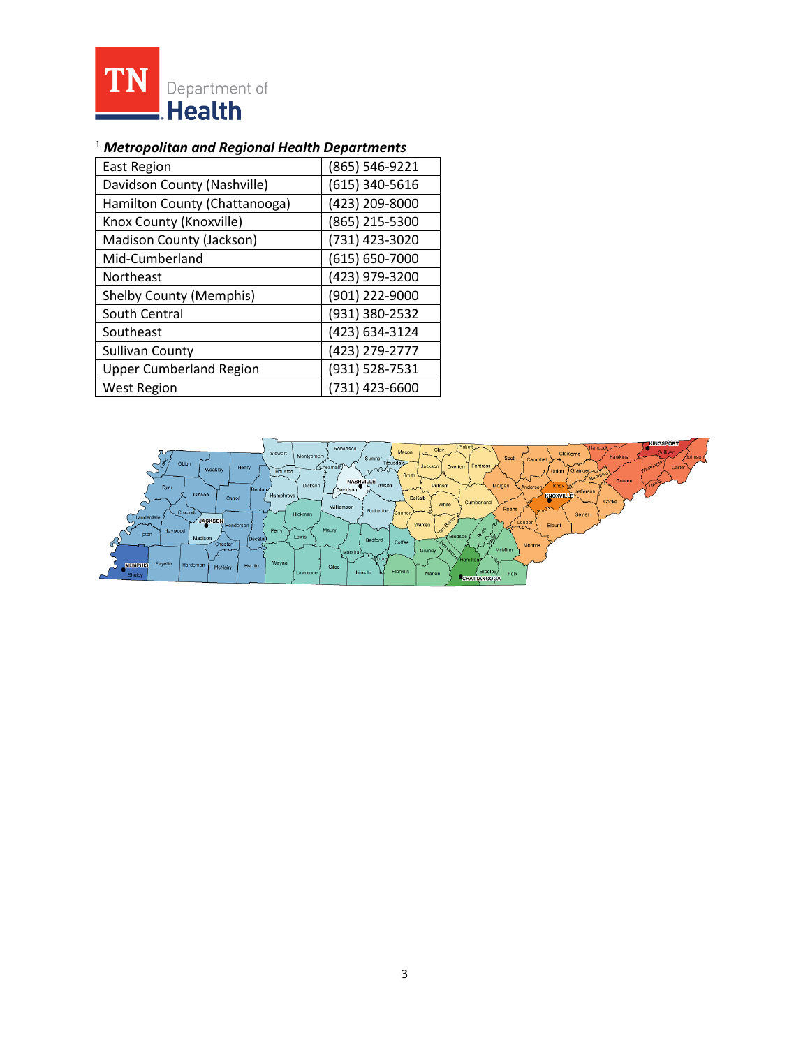[1] ***Metropolitan and Regional Health Departments***

| | |
|---|---|
| East Region | (865) 546-9221 |
| Davidson County (Nashville) | (615) 340-5616 |
| Hamilton County (Chattanooga) | (423) 209-8000 |
| Knox County (Knoxville) | (865) 215-5300 |
| Madison County (Jackson) | (731) 423-3020 |
| Mid-Cumberland | (615) 650-7000 |
| Northeast | (423) 979-3200 |
| Shelby County (Memphis) | (901) 222-9000 |
| South Central | (931) 380-2532 |
| Southeast | (423) 634-3124 |
| Sullivan County | (423) 279-2777 |
| Upper Cumberland Region | (931) 528-7531 |
| West Region | (731) 423-6600 |